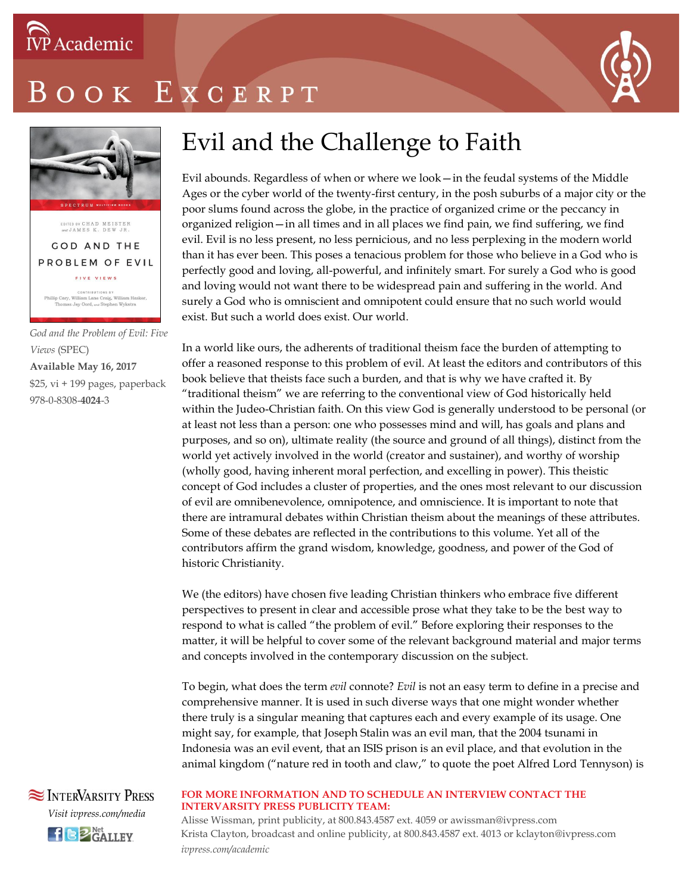IVP Academic

# Book Excerpt

God and the Problem of Evil: Five Views (SPEC)

**Available May 16, 2017**

$25, vi + 199 pages, paperback

978-0-8308-**4024**-3

## Evil and the Challenge to Faith

Evil abounds. Regardless of when or where we look—in the feudal systems of the Middle Ages or the cyber world of the twenty-first century, in the posh suburbs of a major city or the poor slums found across the globe, in the practice of organized crime or the peccancy in organized religion—in all times and in all places we find pain, we find suffering, we find evil. Evil is no less present, no less pernicious, and no less perplexing in the modern world than it has ever been. This poses a tenacious problem for those who believe in a God who is perfectly good and loving, all-powerful, and infinitely smart. For surely a God who is good and loving would not want there to be widespread pain and suffering in the world. And surely a God who is omniscient and omnipotent could ensure that no such world would exist. But such a world does exist. Our world.

In a world like ours, the adherents of traditional theism face the burden of attempting to offer a reasoned response to this problem of evil. At least the editors and contributors of this book believe that theists face such a burden, and that is why we have crafted it. By "traditional theism" we are referring to the conventional view of God historically held within the Judeo-Christian faith. On this view God is generally understood to be personal (or at least not less than a person: one who possesses mind and will, has goals and plans and purposes, and so on), ultimate reality (the source and ground of all things), distinct from the world yet actively involved in the world (creator and sustainer), and worthy of worship (wholly good, having inherent moral perfection, and excelling in power). This theistic concept of God includes a cluster of properties, and the ones most relevant to our discussion of evil are omnibenevolence, omnipotence, and omniscience. It is important to note that there are intramural debates within Christian theism about the meanings of these attributes. Some of these debates are reflected in the contributions to this volume. Yet all of the contributors affirm the grand wisdom, knowledge, goodness, and power of the God of historic Christianity.

We (the editors) have chosen five leading Christian thinkers who embrace five different perspectives to present in clear and accessible prose what they take to be the best way to respond to what is called "the problem of evil." Before exploring their responses to the matter, it will be helpful to cover some of the relevant background material and major terms and concepts involved in the contemporary discussion on the subject.

To begin, what does the term *evil* connote? *Evil* is not an easy term to define in a precise and comprehensive manner. It is used in such diverse ways that one might wonder whether there truly is a singular meaning that captures each and every example of its usage. One might say, for example, that Joseph Stalin was an evil man, that the 2004 tsunami in Indonesia was an evil event, that an ISIS prison is an evil place, and that evolution in the animal kingdom ("nature red in tooth and claw," to quote the poet Alfred Lord Tennyson) is

InterVarsity Press

*Visit ivpress.com/media*

**FOR MORE INFORMATION AND TO SCHEDULE AN INTERVIEW CONTACT THE INTERVARSITY PRESS PUBLICITY TEAM:**

Alisse Wissman, print publicity, at 800.843.4587 ext. 4059 or awissman@ivpress.com

Krista Clayton, broadcast and online publicity, at 800.843.4587 ext. 4013 or kclayton@ivpress.com

*ivpress.com/academic*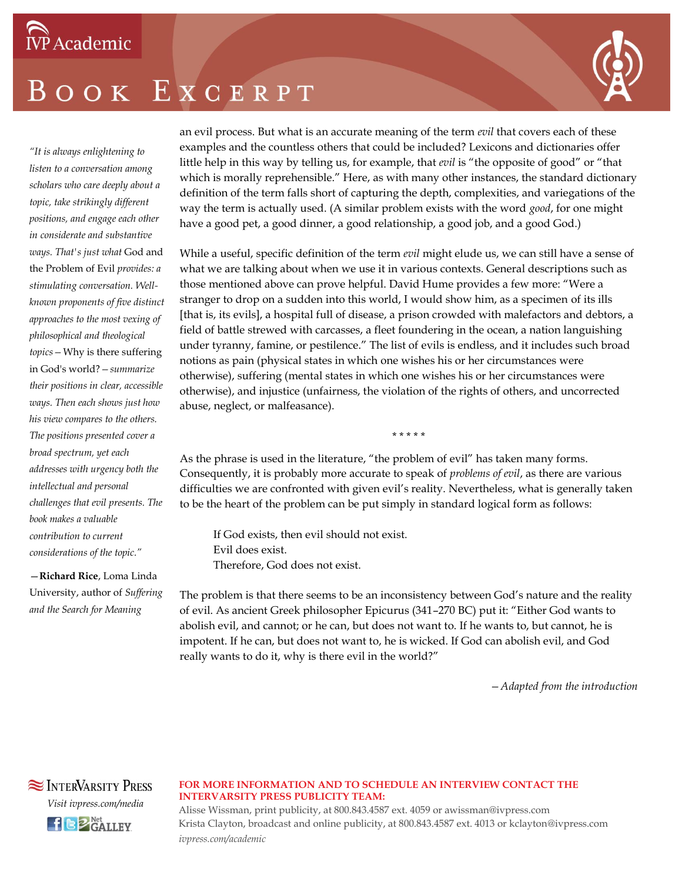# IVP Academic

# Book Excerpt

an evil process. But what is an accurate meaning of the term *evil* that covers each of these examples and the countless others that could be included? Lexicons and dictionaries offer little help in this way by telling us, for example, that *evil* is "the opposite of good" or "that which is morally reprehensible." Here, as with many other instances, the standard dictionary definition of the term falls short of capturing the depth, complexities, and variegations of the way the term is actually used. (A similar problem exists with the word *good*, for one might have a good pet, a good dinner, a good relationship, a good job, and a good God.)

While a useful, specific definition of the term *evil* might elude us, we can still have a sense of what we are talking about when we use it in various contexts. General descriptions such as those mentioned above can prove helpful. David Hume provides a few more: "Were a stranger to drop on a sudden into this world, I would show him, as a specimen of its ills [that is, its evils], a hospital full of disease, a prison crowded with malefactors and debtors, a field of battle strewed with carcasses, a fleet foundering in the ocean, a nation languishing under tyranny, famine, or pestilence." The list of evils is endless, and it includes such broad notions as pain (physical states in which one wishes his or her circumstances were otherwise), suffering (mental states in which one wishes his or her circumstances were otherwise), and injustice (unfairness, the violation of the rights of others, and uncorrected abuse, neglect, or malfeasance).

\* \* \* \* \*

As the phrase is used in the literature, "the problem of evil" has taken many forms. Consequently, it is probably more accurate to speak of *problems of evil*, as there are various difficulties we are confronted with given evil's reality. Nevertheless, what is generally taken to be the heart of the problem can be put simply in standard logical form as follows:

> If God exists, then evil should not exist.
> Evil does exist.
> Therefore, God does not exist.

The problem is that there seems to be an inconsistency between God's nature and the reality of evil. As ancient Greek philosopher Epicurus (341–270 BC) put it: "Either God wants to abolish evil, and cannot; or he can, but does not want to. If he wants to, but cannot, he is impotent. If he can, but does not want to, he is wicked. If God can abolish evil, and God really wants to do it, why is there evil in the world?"

*—Adapted from the introduction*

*"It is always enlightening to listen to a conversation among scholars who care deeply about a topic, take strikingly different positions, and engage each other in considerate and substantive ways. That's just what* God and the Problem of Evil *provides: a stimulating conversation. Well-known proponents of five distinct approaches to the most vexing of philosophical and theological topics –* Why is there suffering in God's world? *– summarize their positions in clear, accessible ways. Then each shows just how his view compares to the others. The positions presented cover a broad spectrum, yet each addresses with urgency both the intellectual and personal challenges that evil presents. The book makes a valuable contribution to current considerations of the topic."*

—**Richard Rice**, Loma Linda University, author of *Suffering and the Search for Meaning*

InterVarsity Press
*Visit ivpress.com/media*

**FOR MORE INFORMATION AND TO SCHEDULE AN INTERVIEW CONTACT THE INTERVARSITY PRESS PUBLICITY TEAM:**

Alisse Wissman, print publicity, at 800.843.4587 ext. 4059 or awissman@ivpress.com
Krista Clayton, broadcast and online publicity, at 800.843.4587 ext. 4013 or kclayton@ivpress.com
*ivpress.com/academic*